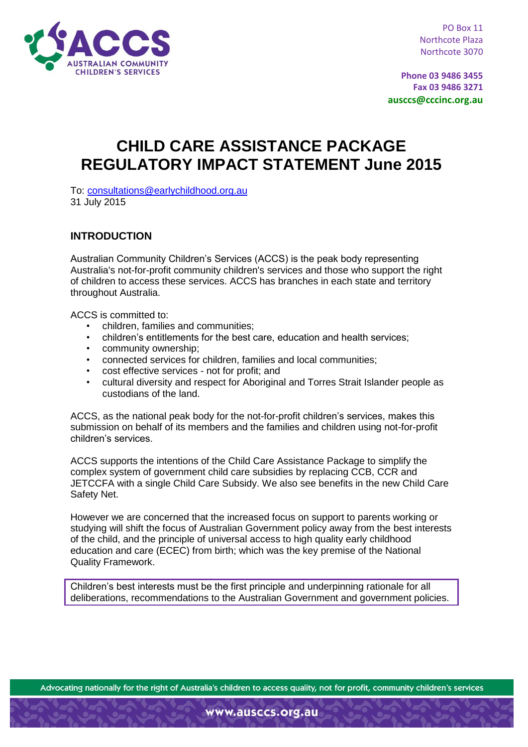AUSTRALIAN COMMUNITY CHILDREN'S SERVICES

PO Box 11
Northcote Plaza
Northcote 3070

**Phone 03 9486 3455**
**Fax 03 9486 3271**
**ausccs@cccinc.org.au**

# CHILD CARE ASSISTANCE PACKAGE REGULATORY IMPACT STATEMENT June 2015

To: consultations@earlychildhood.org.au
31 July 2015

## INTRODUCTION

Australian Community Children's Services (ACCS) is the peak body representing Australia's not-for-profit community children's services and those who support the right of children to access these services. ACCS has branches in each state and territory throughout Australia.

ACCS is committed to:

- children, families and communities;
- children's entitlements for the best care, education and health services;
- community ownership;
- connected services for children, families and local communities;
- cost effective services - not for profit; and
- cultural diversity and respect for Aboriginal and Torres Strait Islander people as custodians of the land.

ACCS, as the national peak body for the not-for-profit children's services, makes this submission on behalf of its members and the families and children using not-for-profit children's services.

ACCS supports the intentions of the Child Care Assistance Package to simplify the complex system of government child care subsidies by replacing CCB, CCR and JETCCFA with a single Child Care Subsidy. We also see benefits in the new Child Care Safety Net.

However we are concerned that the increased focus on support to parents working or studying will shift the focus of Australian Government policy away from the best interests of the child, and the principle of universal access to high quality early childhood education and care (ECEC) from birth; which was the key premise of the National Quality Framework.

Children's best interests must be the first principle and underpinning rationale for all deliberations, recommendations to the Australian Government and government policies.

Advocating nationally for the right of Australia's children to access quality, not for profit, community children's services

www.ausccs.org.au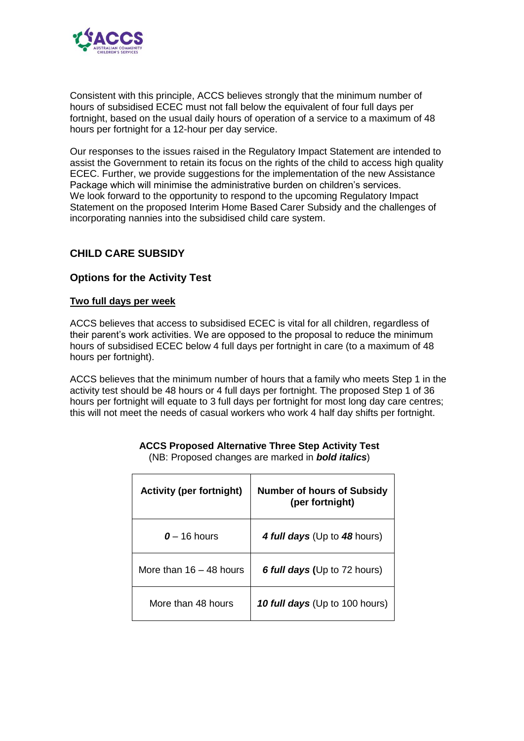Consistent with this principle, ACCS believes strongly that the minimum number of hours of subsidised ECEC must not fall below the equivalent of four full days per fortnight, based on the usual daily hours of operation of a service to a maximum of 48 hours per fortnight for a 12-hour per day service.

Our responses to the issues raised in the Regulatory Impact Statement are intended to assist the Government to retain its focus on the rights of the child to access high quality ECEC. Further, we provide suggestions for the implementation of the new Assistance Package which will minimise the administrative burden on children's services. We look forward to the opportunity to respond to the upcoming Regulatory Impact Statement on the proposed Interim Home Based Carer Subsidy and the challenges of incorporating nannies into the subsidised child care system.

## CHILD CARE SUBSIDY

### Options for the Activity Test

**Two full days per week**

ACCS believes that access to subsidised ECEC is vital for all children, regardless of their parent's work activities. We are opposed to the proposal to reduce the minimum hours of subsidised ECEC below 4 full days per fortnight in care (to a maximum of 48 hours per fortnight).

ACCS believes that the minimum number of hours that a family who meets Step 1 in the activity test should be 48 hours or 4 full days per fortnight. The proposed Step 1 of 36 hours per fortnight will equate to 3 full days per fortnight for most long day care centres; this will not meet the needs of casual workers who work 4 half day shifts per fortnight.

**ACCS Proposed Alternative Three Step Activity Test**
(NB: Proposed changes are marked in ***bold italics***)

| Activity (per fortnight) | Number of hours of Subsidy (per fortnight) |
|---|---|
| ***0*** – 16 hours | ***4 full days*** (Up to ***48*** hours) |
| More than 16 – 48 hours | ***6 full days*** **(**Up to 72 hours) |
| More than 48 hours | ***10 full days*** (Up to 100 hours) |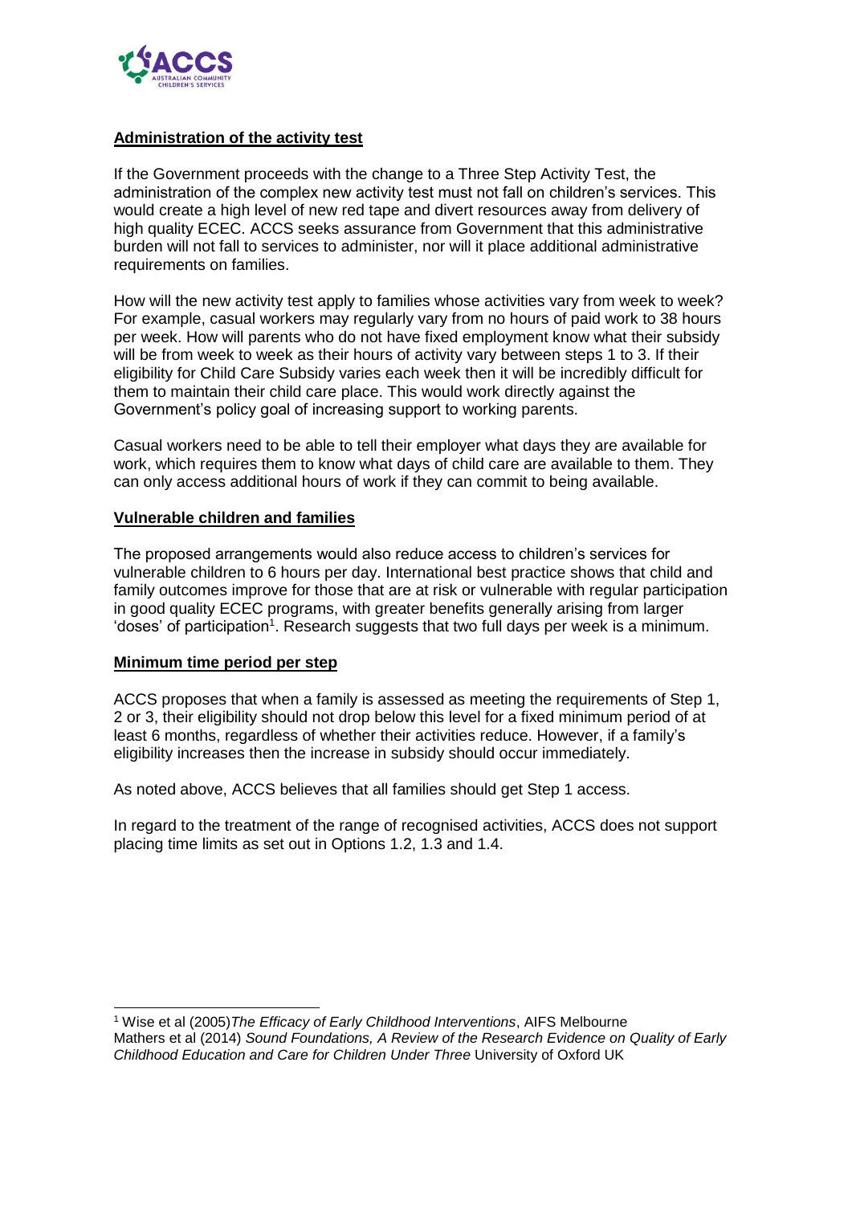## Administration of the activity test

If the Government proceeds with the change to a Three Step Activity Test, the administration of the complex new activity test must not fall on children's services. This would create a high level of new red tape and divert resources away from delivery of high quality ECEC. ACCS seeks assurance from Government that this administrative burden will not fall to services to administer, nor will it place additional administrative requirements on families.

How will the new activity test apply to families whose activities vary from week to week? For example, casual workers may regularly vary from no hours of paid work to 38 hours per week. How will parents who do not have fixed employment know what their subsidy will be from week to week as their hours of activity vary between steps 1 to 3. If their eligibility for Child Care Subsidy varies each week then it will be incredibly difficult for them to maintain their child care place. This would work directly against the Government's policy goal of increasing support to working parents.

Casual workers need to be able to tell their employer what days they are available for work, which requires them to know what days of child care are available to them. They can only access additional hours of work if they can commit to being available.

## Vulnerable children and families

The proposed arrangements would also reduce access to children's services for vulnerable children to 6 hours per day. International best practice shows that child and family outcomes improve for those that are at risk or vulnerable with regular participation in good quality ECEC programs, with greater benefits generally arising from larger 'doses' of participation[1]. Research suggests that two full days per week is a minimum.

## Minimum time period per step

ACCS proposes that when a family is assessed as meeting the requirements of Step 1, 2 or 3, their eligibility should not drop below this level for a fixed minimum period of at least 6 months, regardless of whether their activities reduce. However, if a family's eligibility increases then the increase in subsidy should occur immediately.

As noted above, ACCS believes that all families should get Step 1 access.

In regard to the treatment of the range of recognised activities, ACCS does not support placing time limits as set out in Options 1.2, 1.3 and 1.4.

---

[1] Wise et al (2005) *The Efficacy of Early Childhood Interventions*, AIFS Melbourne
Mathers et al (2014) *Sound Foundations, A Review of the Research Evidence on Quality of Early Childhood Education and Care for Children Under Three* University of Oxford UK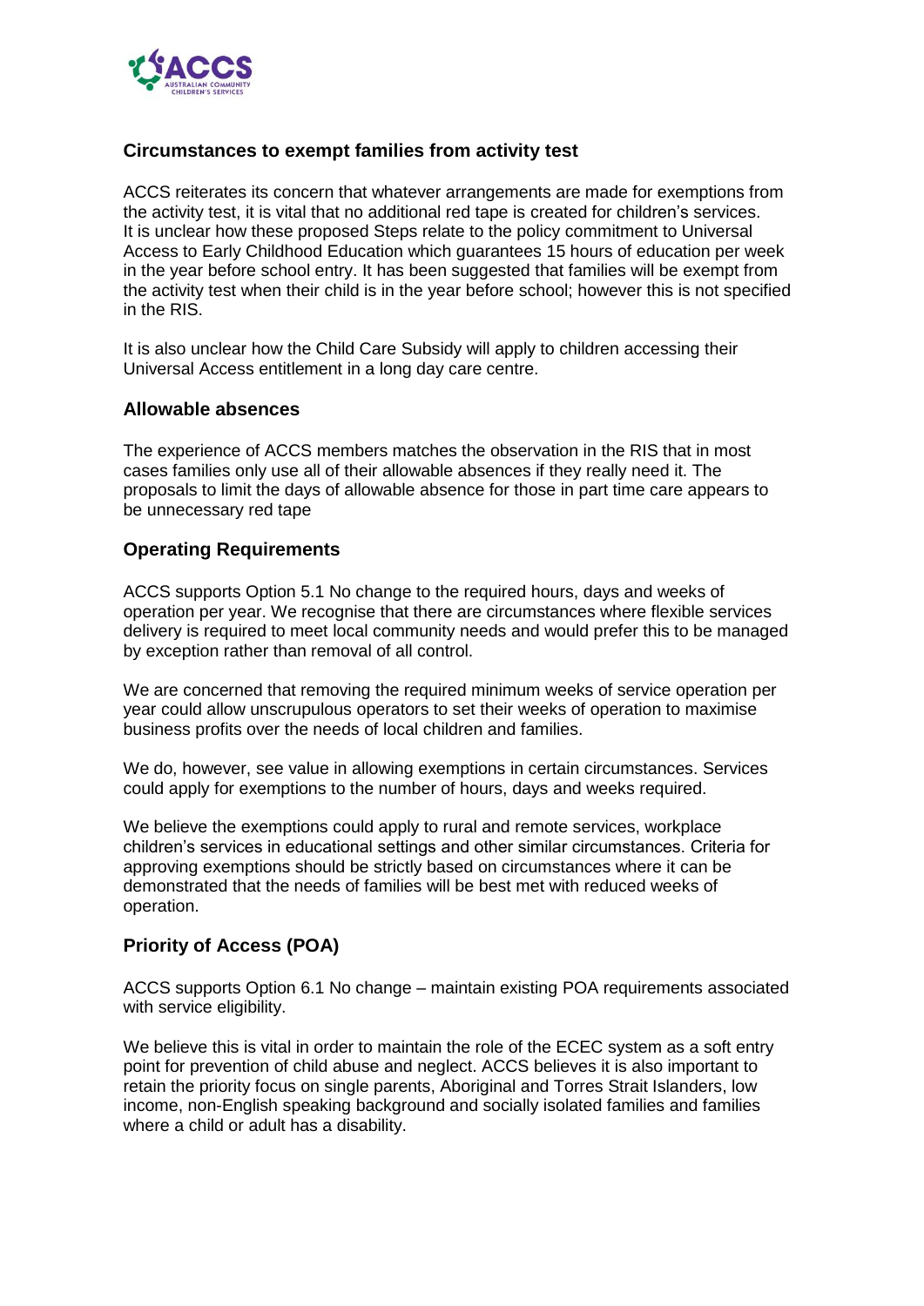## Circumstances to exempt families from activity test

ACCS reiterates its concern that whatever arrangements are made for exemptions from the activity test, it is vital that no additional red tape is created for children's services. It is unclear how these proposed Steps relate to the policy commitment to Universal Access to Early Childhood Education which guarantees 15 hours of education per week in the year before school entry. It has been suggested that families will be exempt from the activity test when their child is in the year before school; however this is not specified in the RIS.

It is also unclear how the Child Care Subsidy will apply to children accessing their Universal Access entitlement in a long day care centre.

## Allowable absences

The experience of ACCS members matches the observation in the RIS that in most cases families only use all of their allowable absences if they really need it. The proposals to limit the days of allowable absence for those in part time care appears to be unnecessary red tape

## Operating Requirements

ACCS supports Option 5.1 No change to the required hours, days and weeks of operation per year. We recognise that there are circumstances where flexible services delivery is required to meet local community needs and would prefer this to be managed by exception rather than removal of all control.

We are concerned that removing the required minimum weeks of service operation per year could allow unscrupulous operators to set their weeks of operation to maximise business profits over the needs of local children and families.

We do, however, see value in allowing exemptions in certain circumstances. Services could apply for exemptions to the number of hours, days and weeks required.

We believe the exemptions could apply to rural and remote services, workplace children's services in educational settings and other similar circumstances. Criteria for approving exemptions should be strictly based on circumstances where it can be demonstrated that the needs of families will be best met with reduced weeks of operation.

## Priority of Access (POA)

ACCS supports Option 6.1 No change – maintain existing POA requirements associated with service eligibility.

We believe this is vital in order to maintain the role of the ECEC system as a soft entry point for prevention of child abuse and neglect. ACCS believes it is also important to retain the priority focus on single parents, Aboriginal and Torres Strait Islanders, low income, non-English speaking background and socially isolated families and families where a child or adult has a disability.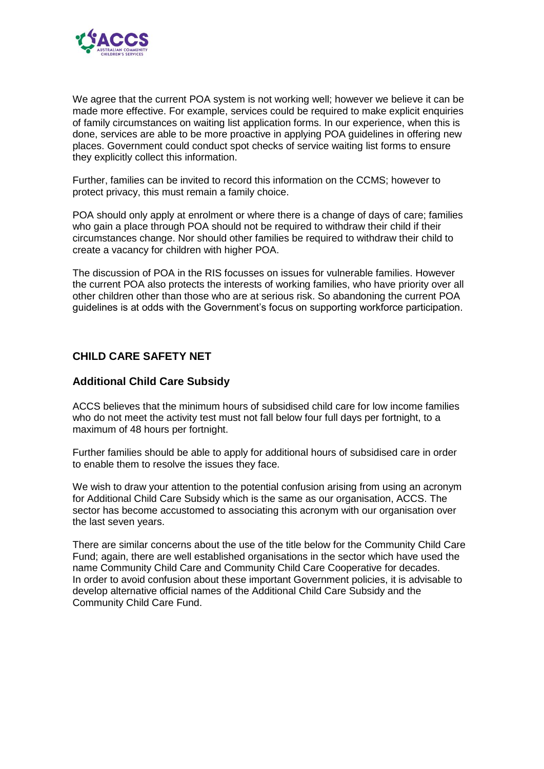We agree that the current POA system is not working well; however we believe it can be made more effective. For example, services could be required to make explicit enquiries of family circumstances on waiting list application forms. In our experience, when this is done, services are able to be more proactive in applying POA guidelines in offering new places. Government could conduct spot checks of service waiting list forms to ensure they explicitly collect this information.

Further, families can be invited to record this information on the CCMS; however to protect privacy, this must remain a family choice.

POA should only apply at enrolment or where there is a change of days of care; families who gain a place through POA should not be required to withdraw their child if their circumstances change. Nor should other families be required to withdraw their child to create a vacancy for children with higher POA.

The discussion of POA in the RIS focusses on issues for vulnerable families. However the current POA also protects the interests of working families, who have priority over all other children other than those who are at serious risk. So abandoning the current POA guidelines is at odds with the Government's focus on supporting workforce participation.

## CHILD CARE SAFETY NET

### Additional Child Care Subsidy

ACCS believes that the minimum hours of subsidised child care for low income families who do not meet the activity test must not fall below four full days per fortnight, to a maximum of 48 hours per fortnight.

Further families should be able to apply for additional hours of subsidised care in order to enable them to resolve the issues they face.

We wish to draw your attention to the potential confusion arising from using an acronym for Additional Child Care Subsidy which is the same as our organisation, ACCS. The sector has become accustomed to associating this acronym with our organisation over the last seven years.

There are similar concerns about the use of the title below for the Community Child Care Fund; again, there are well established organisations in the sector which have used the name Community Child Care and Community Child Care Cooperative for decades. In order to avoid confusion about these important Government policies, it is advisable to develop alternative official names of the Additional Child Care Subsidy and the Community Child Care Fund.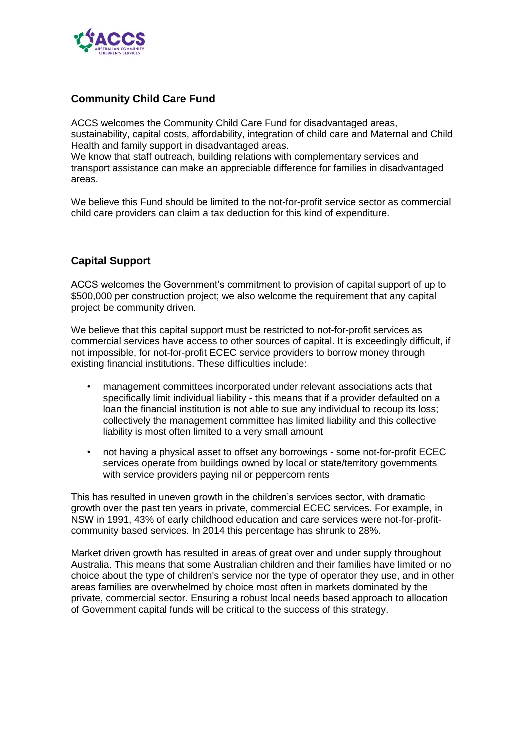## Community Child Care Fund

ACCS welcomes the Community Child Care Fund for disadvantaged areas, sustainability, capital costs, affordability, integration of child care and Maternal and Child Health and family support in disadvantaged areas.
We know that staff outreach, building relations with complementary services and transport assistance can make an appreciable difference for families in disadvantaged areas.

We believe this Fund should be limited to the not-for-profit service sector as commercial child care providers can claim a tax deduction for this kind of expenditure.

## Capital Support

ACCS welcomes the Government's commitment to provision of capital support of up to $500,000 per construction project; we also welcome the requirement that any capital project be community driven.

We believe that this capital support must be restricted to not-for-profit services as commercial services have access to other sources of capital. It is exceedingly difficult, if not impossible, for not-for-profit ECEC service providers to borrow money through existing financial institutions. These difficulties include:

- management committees incorporated under relevant associations acts that specifically limit individual liability - this means that if a provider defaulted on a loan the financial institution is not able to sue any individual to recoup its loss; collectively the management committee has limited liability and this collective liability is most often limited to a very small amount
- not having a physical asset to offset any borrowings - some not-for-profit ECEC services operate from buildings owned by local or state/territory governments with service providers paying nil or peppercorn rents

This has resulted in uneven growth in the children's services sector, with dramatic growth over the past ten years in private, commercial ECEC services. For example, in NSW in 1991, 43% of early childhood education and care services were not-for-profit-community based services. In 2014 this percentage has shrunk to 28%.

Market driven growth has resulted in areas of great over and under supply throughout Australia. This means that some Australian children and their families have limited or no choice about the type of children's service nor the type of operator they use, and in other areas families are overwhelmed by choice most often in markets dominated by the private, commercial sector. Ensuring a robust local needs based approach to allocation of Government capital funds will be critical to the success of this strategy.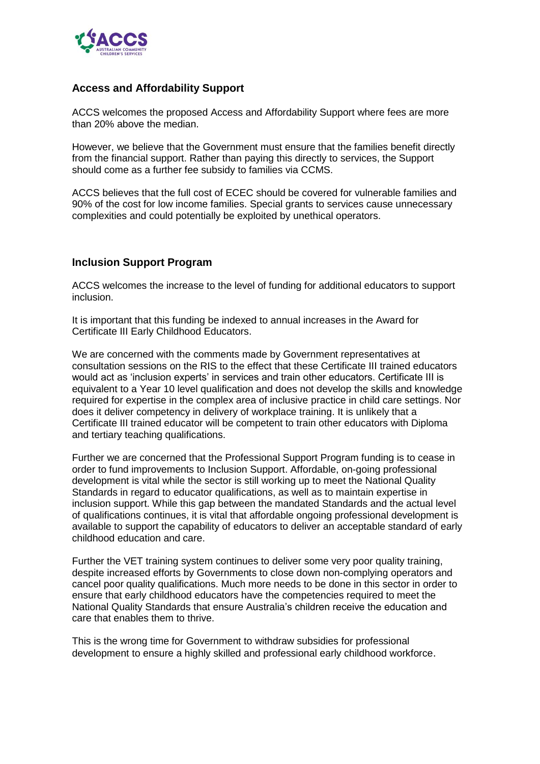## Access and Affordability Support

ACCS welcomes the proposed Access and Affordability Support where fees are more than 20% above the median.

However, we believe that the Government must ensure that the families benefit directly from the financial support. Rather than paying this directly to services, the Support should come as a further fee subsidy to families via CCMS.

ACCS believes that the full cost of ECEC should be covered for vulnerable families and 90% of the cost for low income families. Special grants to services cause unnecessary complexities and could potentially be exploited by unethical operators.

## Inclusion Support Program

ACCS welcomes the increase to the level of funding for additional educators to support inclusion.

It is important that this funding be indexed to annual increases in the Award for Certificate III Early Childhood Educators.

We are concerned with the comments made by Government representatives at consultation sessions on the RIS to the effect that these Certificate III trained educators would act as 'inclusion experts' in services and train other educators. Certificate III is equivalent to a Year 10 level qualification and does not develop the skills and knowledge required for expertise in the complex area of inclusive practice in child care settings. Nor does it deliver competency in delivery of workplace training. It is unlikely that a Certificate III trained educator will be competent to train other educators with Diploma and tertiary teaching qualifications.

Further we are concerned that the Professional Support Program funding is to cease in order to fund improvements to Inclusion Support. Affordable, on-going professional development is vital while the sector is still working up to meet the National Quality Standards in regard to educator qualifications, as well as to maintain expertise in inclusion support. While this gap between the mandated Standards and the actual level of qualifications continues, it is vital that affordable ongoing professional development is available to support the capability of educators to deliver an acceptable standard of early childhood education and care.

Further the VET training system continues to deliver some very poor quality training, despite increased efforts by Governments to close down non-complying operators and cancel poor quality qualifications. Much more needs to be done in this sector in order to ensure that early childhood educators have the competencies required to meet the National Quality Standards that ensure Australia's children receive the education and care that enables them to thrive.

This is the wrong time for Government to withdraw subsidies for professional development to ensure a highly skilled and professional early childhood workforce.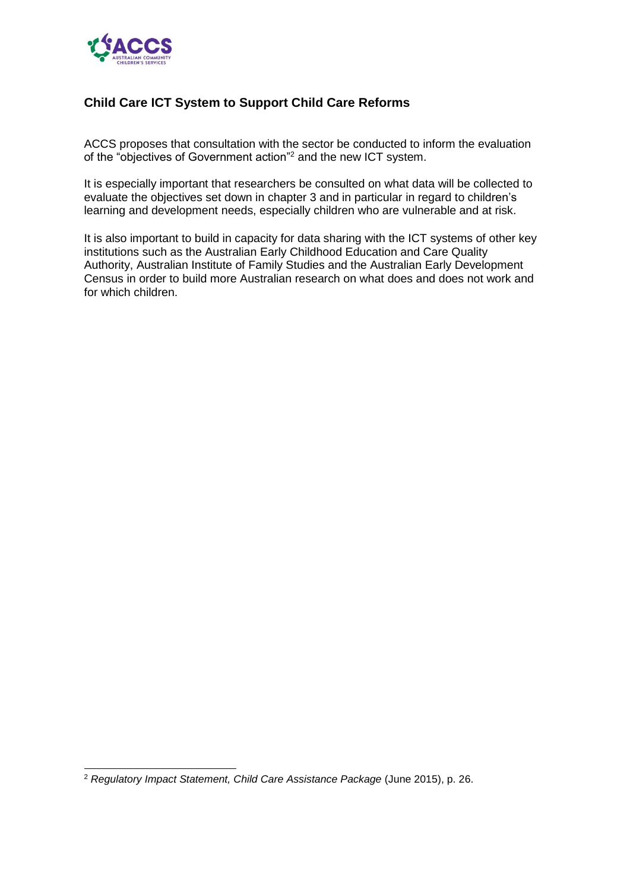### Child Care ICT System to Support Child Care Reforms

ACCS proposes that consultation with the sector be conducted to inform the evaluation of the "objectives of Government action"[2] and the new ICT system.

It is especially important that researchers be consulted on what data will be collected to evaluate the objectives set down in chapter 3 and in particular in regard to children's learning and development needs, especially children who are vulnerable and at risk.

It is also important to build in capacity for data sharing with the ICT systems of other key institutions such as the Australian Early Childhood Education and Care Quality Authority, Australian Institute of Family Studies and the Australian Early Development Census in order to build more Australian research on what does and does not work and for which children.

---

[2] *Regulatory Impact Statement, Child Care Assistance Package* (June 2015), p. 26.